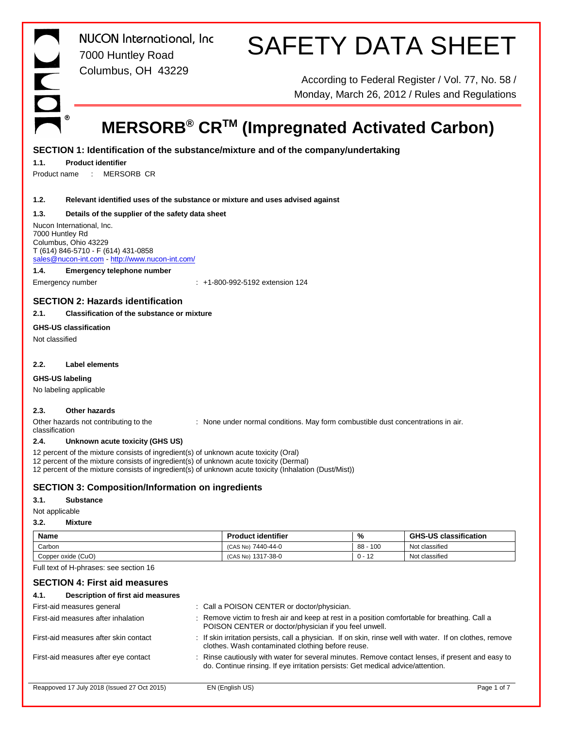NUCON International, Inc
7000 Huntley Road
Columbus, OH 43229

# SAFETY DATA SHEET

According to Federal Register / Vol. 77, No. 58 / Monday, March 26, 2012 / Rules and Regulations

# MERSORB® CR™ (Impregnated Activated Carbon)

## SECTION 1: Identification of the substance/mixture and of the company/undertaking

### 1.1. Product identifier

Product name : MERSORB CR

### 1.2. Relevant identified uses of the substance or mixture and uses advised against

### 1.3. Details of the supplier of the safety data sheet

Nucon International, Inc.
7000 Huntley Rd
Columbus, Ohio 43229
T (614) 846-5710 - F (614) 431-0858
sales@nucon-int.com - http://www.nucon-int.com/

### 1.4. Emergency telephone number

Emergency number : +1-800-992-5192 extension 124

## SECTION 2: Hazards identification

### 2.1. Classification of the substance or mixture

**GHS-US classification**

Not classified

### 2.2. Label elements

**GHS-US labeling**

No labeling applicable

### 2.3. Other hazards

Other hazards not contributing to the classification : None under normal conditions. May form combustible dust concentrations in air.

### 2.4. Unknown acute toxicity (GHS US)

12 percent of the mixture consists of ingredient(s) of unknown acute toxicity (Oral)
12 percent of the mixture consists of ingredient(s) of unknown acute toxicity (Dermal)
12 percent of the mixture consists of ingredient(s) of unknown acute toxicity (Inhalation (Dust/Mist))

## SECTION 3: Composition/Information on ingredients

### 3.1. Substance

Not applicable

### 3.2. Mixture

| Name | Product identifier | % | GHS-US classification |
|---|---|---|---|
| Carbon | (CAS No) 7440-44-0 | 88 - 100 | Not classified |
| Copper oxide (CuO) | (CAS No) 1317-38-0 | 0 - 12 | Not classified |

Full text of H-phrases: see section 16

## SECTION 4: First aid measures

### 4.1. Description of first aid measures

First-aid measures general : Call a POISON CENTER or doctor/physician.

First-aid measures after inhalation : Remove victim to fresh air and keep at rest in a position comfortable for breathing. Call a POISON CENTER or doctor/physician if you feel unwell.

First-aid measures after skin contact : If skin irritation persists, call a physician. If on skin, rinse well with water. If on clothes, remove clothes. Wash contaminated clothing before reuse.

First-aid measures after eye contact : Rinse cautiously with water for several minutes. Remove contact lenses, if present and easy to do. Continue rinsing. If eye irritation persists: Get medical advice/attention.

Reappoved 17 July 2018 (Issued 27 Oct 2015) EN (English US)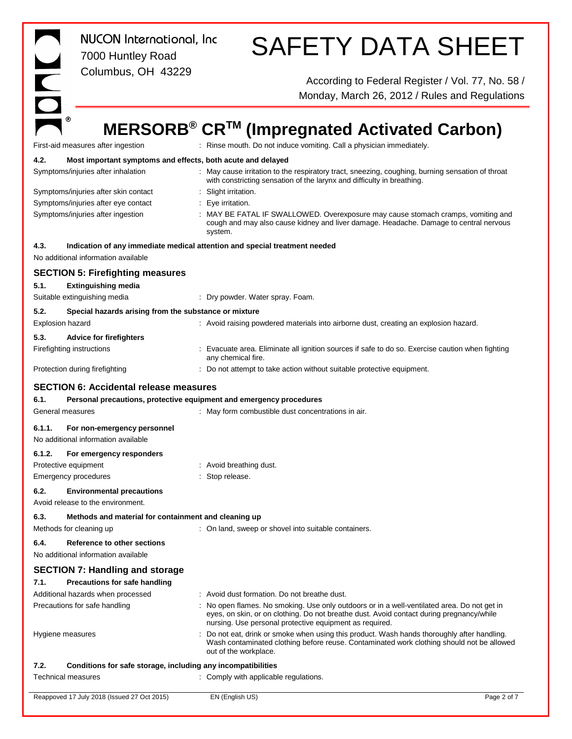| | |
|---|---|
| First-aid measures after ingestion | : Rinse mouth. Do not induce vomiting. Call a physician immediately. |

**4.2. Most important symptoms and effects, both acute and delayed**

| | |
|---|---|
| Symptoms/injuries after inhalation | : May cause irritation to the respiratory tract, sneezing, coughing, burning sensation of throat with constricting sensation of the larynx and difficulty in breathing. |
| Symptoms/injuries after skin contact | : Slight irritation. |
| Symptoms/injuries after eye contact | : Eye irritation. |
| Symptoms/injuries after ingestion | : MAY BE FATAL IF SWALLOWED. Overexposure may cause stomach cramps, vomiting and cough and may also cause kidney and liver damage. Headache. Damage to central nervous system. |

**4.3. Indication of any immediate medical attention and special treatment needed**

No additional information available

## SECTION 5: Firefighting measures

**5.1. Extinguishing media**

| | |
|---|---|
| Suitable extinguishing media | : Dry powder. Water spray. Foam. |

**5.2. Special hazards arising from the substance or mixture**

| | |
|---|---|
| Explosion hazard | : Avoid raising powdered materials into airborne dust, creating an explosion hazard. |

**5.3. Advice for firefighters**

| | |
|---|---|
| Firefighting instructions | : Evacuate area. Eliminate all ignition sources if safe to do so. Exercise caution when fighting any chemical fire. |
| Protection during firefighting | : Do not attempt to take action without suitable protective equipment. |

## SECTION 6: Accidental release measures

**6.1. Personal precautions, protective equipment and emergency procedures**

| | |
|---|---|
| General measures | : May form combustible dust concentrations in air. |

**6.1.1. For non-emergency personnel**

No additional information available

**6.1.2. For emergency responders**

| | |
|---|---|
| Protective equipment | : Avoid breathing dust. |
| Emergency procedures | : Stop release. |

**6.2. Environmental precautions**

Avoid release to the environment.

**6.3. Methods and material for containment and cleaning up**

| | |
|---|---|
| Methods for cleaning up | : On land, sweep or shovel into suitable containers. |

**6.4. Reference to other sections**

No additional information available

## SECTION 7: Handling and storage

**7.1. Precautions for safe handling**

| | |
|---|---|
| Additional hazards when processed | : Avoid dust formation. Do not breathe dust. |
| Precautions for safe handling | : No open flames. No smoking. Use only outdoors or in a well-ventilated area. Do not get in eyes, on skin, or on clothing. Do not breathe dust. Avoid contact during pregnancy/while nursing. Use personal protective equipment as required. |
| Hygiene measures | : Do not eat, drink or smoke when using this product. Wash hands thoroughly after handling. Wash contaminated clothing before reuse. Contaminated work clothing should not be allowed out of the workplace. |

**7.2. Conditions for safe storage, including any incompatibilities**

| | |
|---|---|
| Technical measures | : Comply with applicable regulations. |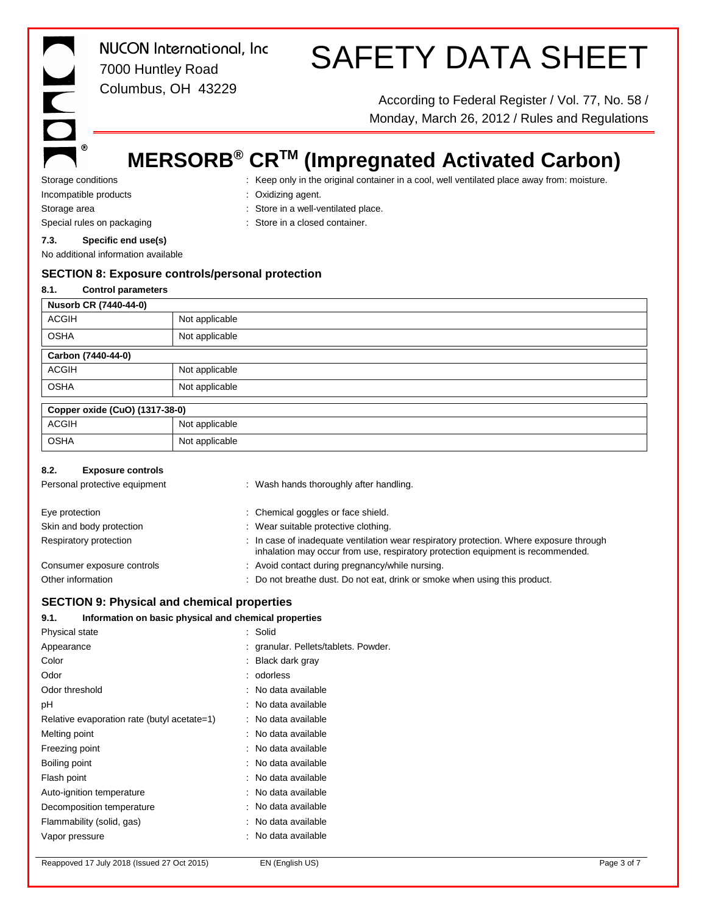Storage conditions : Keep only in the original container in a cool, well ventilated place away from: moisture.

Incompatible products : Oxidizing agent.

Storage area : Store in a well-ventilated place.

Special rules on packaging : Store in a closed container.

### 7.3. Specific end use(s)

No additional information available

## SECTION 8: Exposure controls/personal protection

### 8.1. Control parameters

| Nusorb CR (7440-44-0) | |
|---|---|
| ACGIH | Not applicable |
| OSHA | Not applicable |

| Carbon (7440-44-0) | |
|---|---|
| ACGIH | Not applicable |
| OSHA | Not applicable |

| Copper oxide (CuO) (1317-38-0) | |
|---|---|
| ACGIH | Not applicable |
| OSHA | Not applicable |

### 8.2. Exposure controls

Personal protective equipment : Wash hands thoroughly after handling.

Eye protection : Chemical goggles or face shield.

Skin and body protection : Wear suitable protective clothing.

Respiratory protection : In case of inadequate ventilation wear respiratory protection. Where exposure through inhalation may occur from use, respiratory protection equipment is recommended.

Consumer exposure controls : Avoid contact during pregnancy/while nursing.

Other information : Do not breathe dust. Do not eat, drink or smoke when using this product.

## SECTION 9: Physical and chemical properties

### 9.1. Information on basic physical and chemical properties

Physical state : Solid

Appearance : granular. Pellets/tablets. Powder.

Color : Black dark gray

Odor : odorless

Odor threshold : No data available

pH : No data available

Relative evaporation rate (butyl acetate=1) : No data available

Melting point : No data available

Freezing point : No data available

Boiling point : No data available

Flash point : No data available

Auto-ignition temperature : No data available

Decomposition temperature : No data available

Flammability (solid, gas) : No data available

Vapor pressure : No data available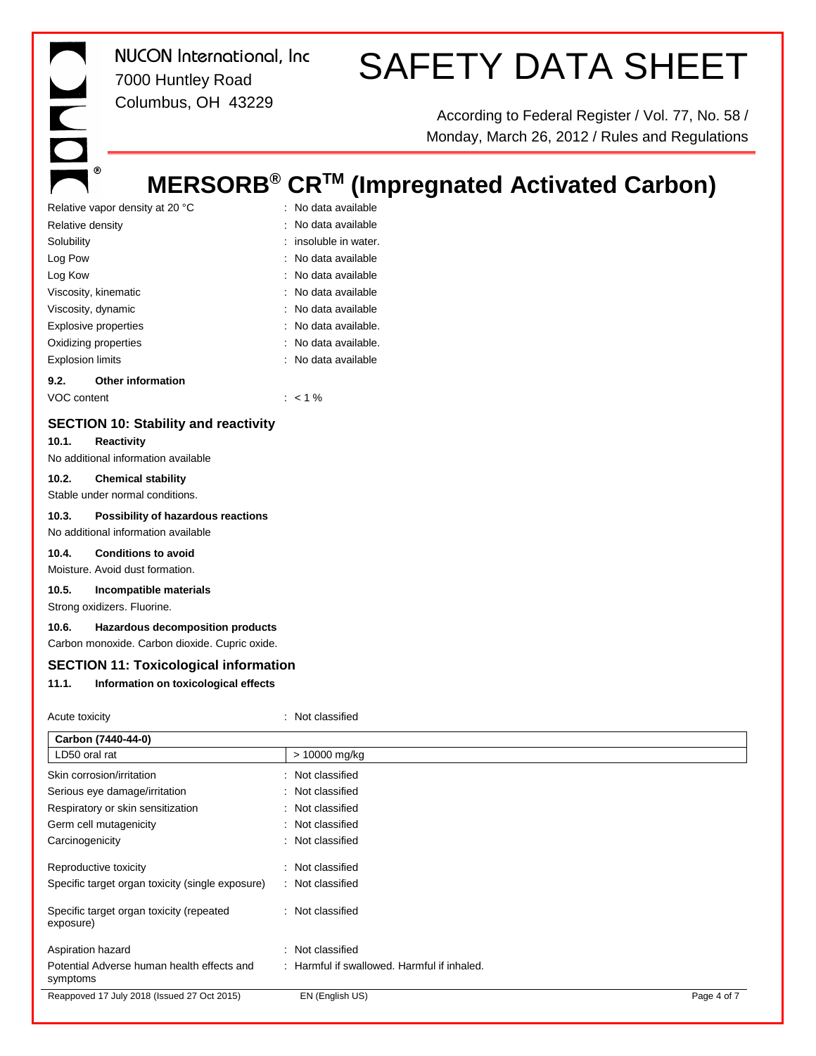| | |
|---|---|
| Relative vapor density at 20 °C | : No data available |
| Relative density | : No data available |
| Solubility | : insoluble in water. |
| Log Pow | : No data available |
| Log Kow | : No data available |
| Viscosity, kinematic | : No data available |
| Viscosity, dynamic | : No data available |
| Explosive properties | : No data available. |
| Oxidizing properties | : No data available. |
| Explosion limits | : No data available |

### 9.2. Other information

VOC content : < 1 %

## SECTION 10: Stability and reactivity

### 10.1. Reactivity

No additional information available

### 10.2. Chemical stability

Stable under normal conditions.

### 10.3. Possibility of hazardous reactions

No additional information available

### 10.4. Conditions to avoid

Moisture. Avoid dust formation.

### 10.5. Incompatible materials

Strong oxidizers. Fluorine.

### 10.6. Hazardous decomposition products

Carbon monoxide. Carbon dioxide. Cupric oxide.

## SECTION 11: Toxicological information

### 11.1. Information on toxicological effects

Acute toxicity : Not classified

| Carbon (7440-44-0) | |
|---|---|
| LD50 oral rat | > 10000 mg/kg |

| | |
|---|---|
| Skin corrosion/irritation | : Not classified |
| Serious eye damage/irritation | : Not classified |
| Respiratory or skin sensitization | : Not classified |
| Germ cell mutagenicity | : Not classified |
| Carcinogenicity | : Not classified |
| Reproductive toxicity | : Not classified |
| Specific target organ toxicity (single exposure) | : Not classified |
| Specific target organ toxicity (repeated exposure) | : Not classified |
| Aspiration hazard | : Not classified |
| Potential Adverse human health effects and symptoms | : Harmful if swallowed. Harmful if inhaled. |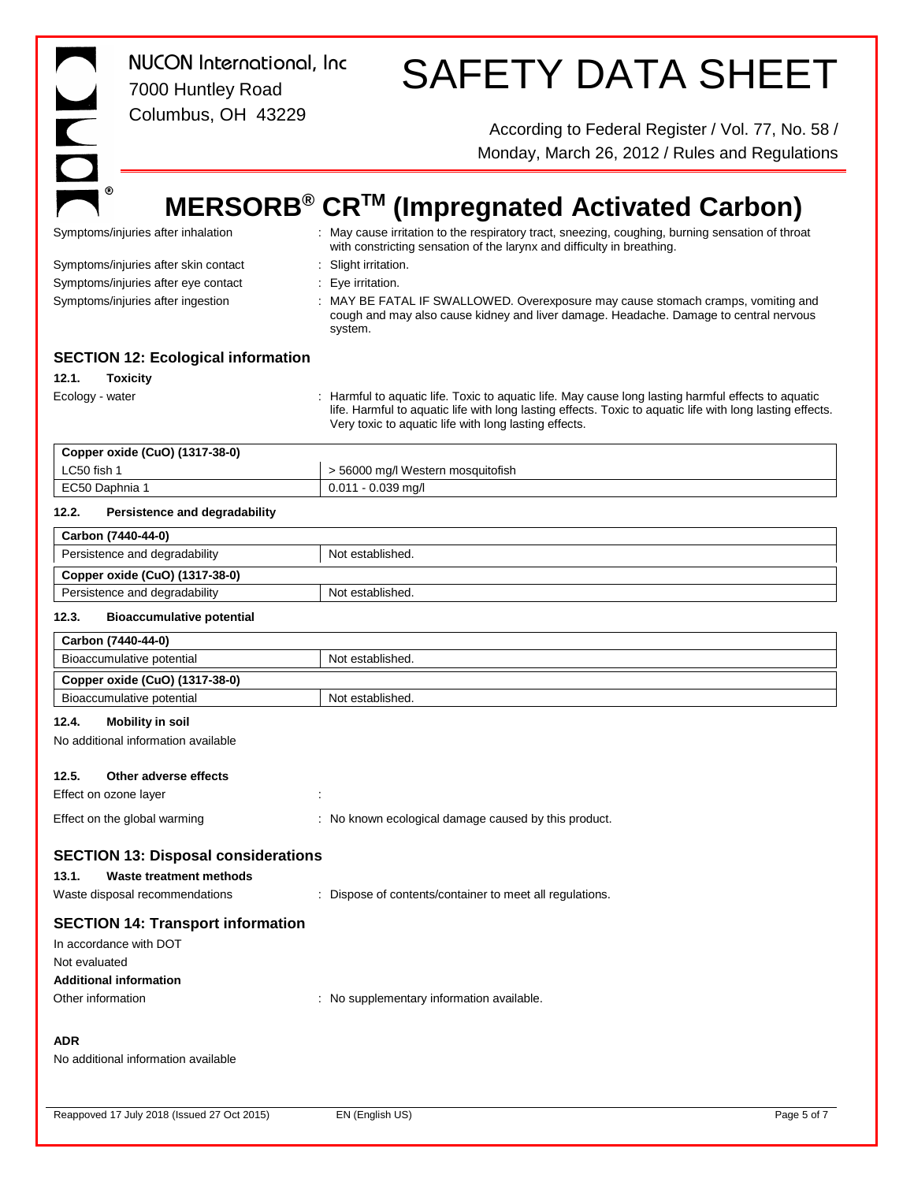Symptoms/injuries after inhalation : May cause irritation to the respiratory tract, sneezing, coughing, burning sensation of throat with constricting sensation of the larynx and difficulty in breathing.

Symptoms/injuries after skin contact : Slight irritation.

Symptoms/injuries after eye contact : Eye irritation.

Symptoms/injuries after ingestion : MAY BE FATAL IF SWALLOWED. Overexposure may cause stomach cramps, vomiting and cough and may also cause kidney and liver damage. Headache. Damage to central nervous system.

## SECTION 12: Ecological information

### 12.1. Toxicity

Ecology - water : Harmful to aquatic life. Toxic to aquatic life. May cause long lasting harmful effects to aquatic life. Harmful to aquatic life with long lasting effects. Toxic to aquatic life with long lasting effects. Very toxic to aquatic life with long lasting effects.

| Copper oxide (CuO) (1317-38-0) | |
|---|---|
| LC50 fish 1 | > 56000 mg/l Western mosquitofish |
| EC50 Daphnia 1 | 0.011 - 0.039 mg/l |

### 12.2. Persistence and degradability

| Carbon (7440-44-0) | |
|---|---|
| Persistence and degradability | Not established. |
| **Copper oxide (CuO) (1317-38-0)** | |
| Persistence and degradability | Not established. |

### 12.3. Bioaccumulative potential

| Carbon (7440-44-0) | |
|---|---|
| Bioaccumulative potential | Not established. |
| **Copper oxide (CuO) (1317-38-0)** | |
| Bioaccumulative potential | Not established. |

### 12.4. Mobility in soil

No additional information available

### 12.5. Other adverse effects

Effect on ozone layer :

Effect on the global warming : No known ecological damage caused by this product.

## SECTION 13: Disposal considerations

### 13.1. Waste treatment methods

Waste disposal recommendations : Dispose of contents/container to meet all regulations.

## SECTION 14: Transport information

In accordance with DOT

Not evaluated

**Additional information**

Other information : No supplementary information available.

**ADR**

No additional information available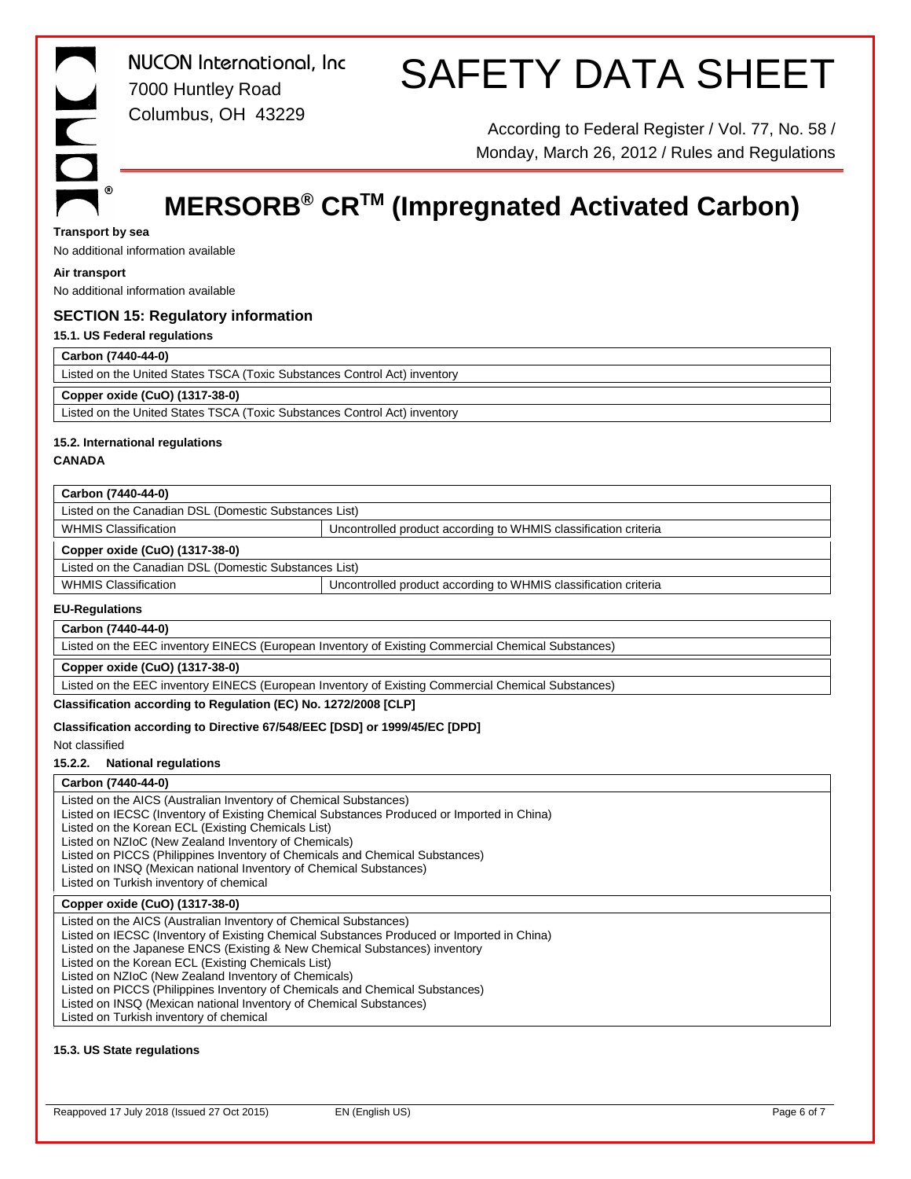**Transport by sea**

No additional information available

**Air transport**

No additional information available

## SECTION 15: Regulatory information

### 15.1. US Federal regulations

| Carbon (7440-44-0) |
|---|
| Listed on the United States TSCA (Toxic Substances Control Act) inventory |

| Copper oxide (CuO) (1317-38-0) |
|---|
| Listed on the United States TSCA (Toxic Substances Control Act) inventory |

### 15.2. International regulations

**CANADA**

| Carbon (7440-44-0) | |
|---|---|
| Listed on the Canadian DSL (Domestic Substances List) | |
| WHMIS Classification | Uncontrolled product according to WHMIS classification criteria |

| Copper oxide (CuO) (1317-38-0) | |
|---|---|
| Listed on the Canadian DSL (Domestic Substances List) | |
| WHMIS Classification | Uncontrolled product according to WHMIS classification criteria |

**EU-Regulations**

| Carbon (7440-44-0) |
|---|
| Listed on the EEC inventory EINECS (European Inventory of Existing Commercial Chemical Substances) |

| Copper oxide (CuO) (1317-38-0) |
|---|
| Listed on the EEC inventory EINECS (European Inventory of Existing Commercial Chemical Substances) |

**Classification according to Regulation (EC) No. 1272/2008 [CLP]**

**Classification according to Directive 67/548/EEC [DSD] or 1999/45/EC [DPD]**

Not classified

**15.2.2. National regulations**

| Carbon (7440-44-0) |
|---|
| Listed on the AICS (Australian Inventory of Chemical Substances)<br>Listed on IECSC (Inventory of Existing Chemical Substances Produced or Imported in China)<br>Listed on the Korean ECL (Existing Chemicals List)<br>Listed on NZIoC (New Zealand Inventory of Chemicals)<br>Listed on PICCS (Philippines Inventory of Chemicals and Chemical Substances)<br>Listed on INSQ (Mexican national Inventory of Chemical Substances)<br>Listed on Turkish inventory of chemical |

| Copper oxide (CuO) (1317-38-0) |
|---|
| Listed on the AICS (Australian Inventory of Chemical Substances)<br>Listed on IECSC (Inventory of Existing Chemical Substances Produced or Imported in China)<br>Listed on the Japanese ENCS (Existing & New Chemical Substances) inventory<br>Listed on the Korean ECL (Existing Chemicals List)<br>Listed on NZIoC (New Zealand Inventory of Chemicals)<br>Listed on PICCS (Philippines Inventory of Chemicals and Chemical Substances)<br>Listed on INSQ (Mexican national Inventory of Chemical Substances)<br>Listed on Turkish inventory of chemical |

### 15.3. US State regulations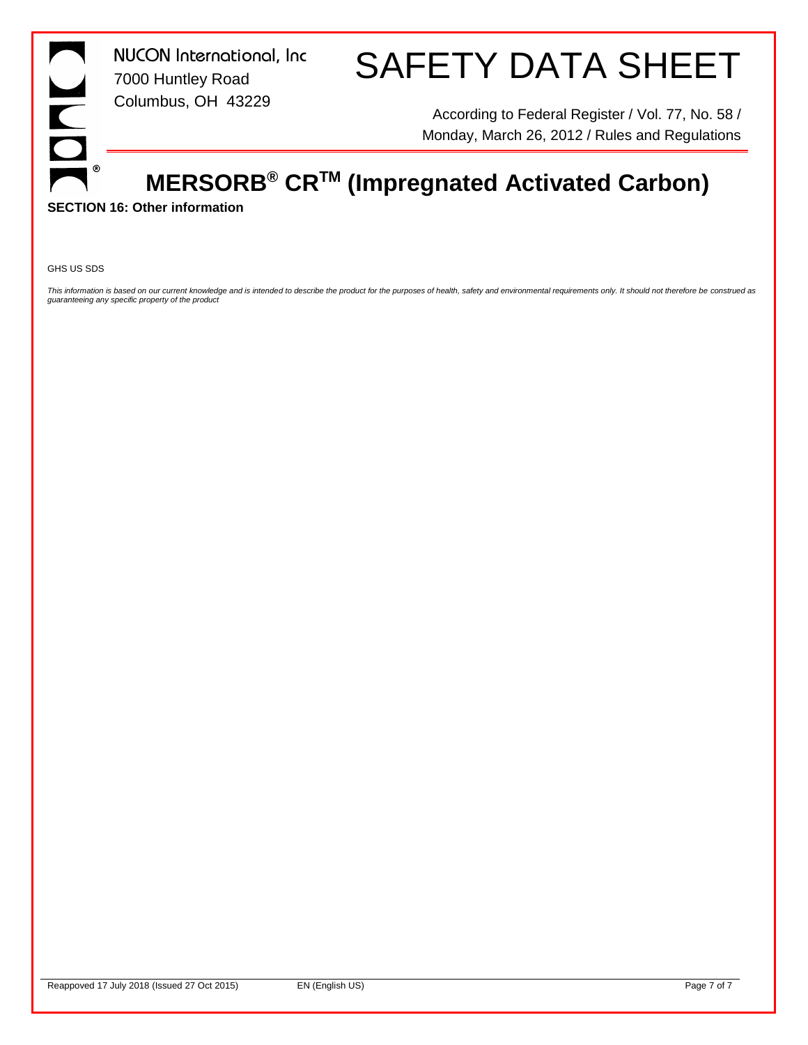## SECTION 16: Other information

GHS US SDS

*This information is based on our current knowledge and is intended to describe the product for the purposes of health, safety and environmental requirements only. It should not therefore be construed as guaranteeing any specific property of the product*